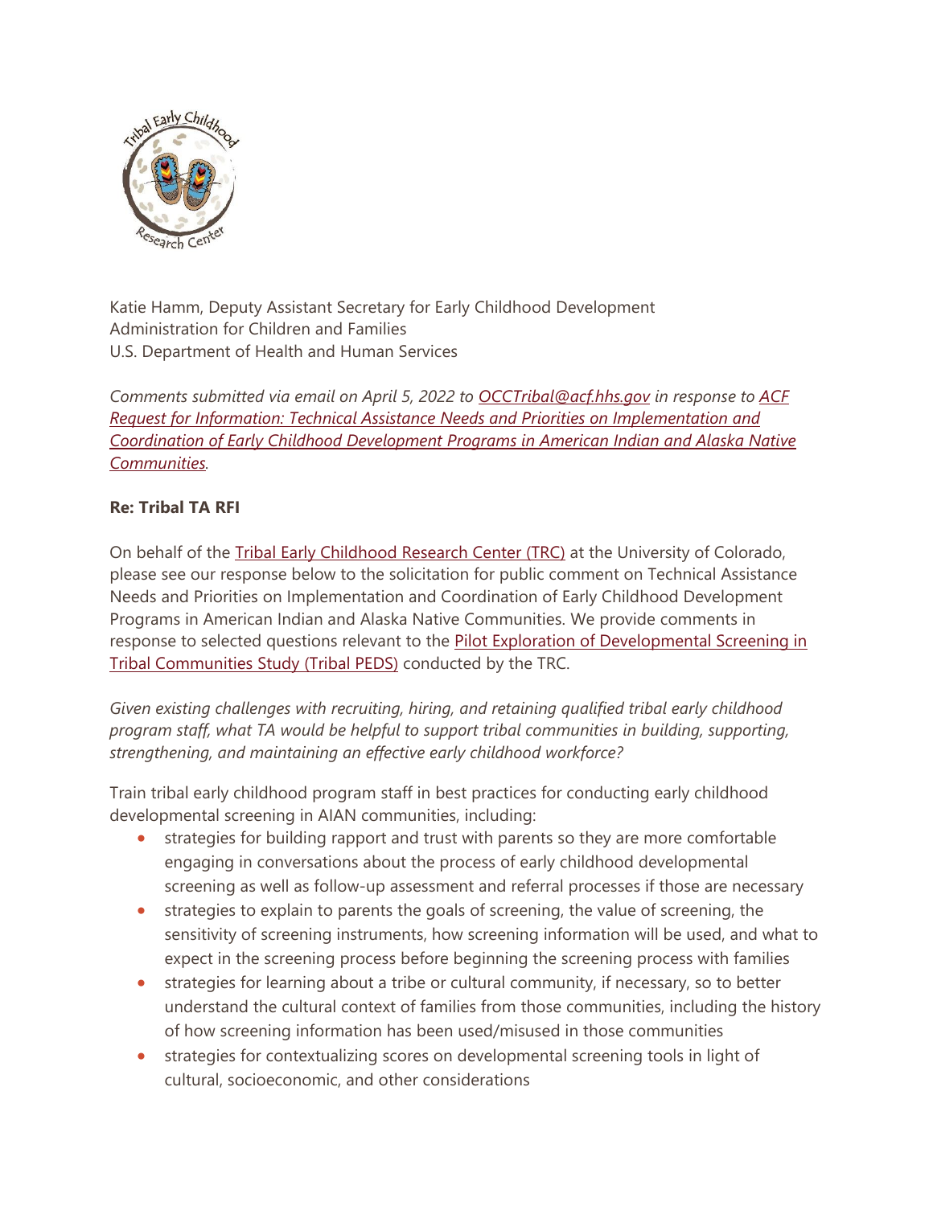Katie Hamm, Deputy Assistant Secretary for Early Childhood Development
Administration for Children and Families
U.S. Department of Health and Human Services

*Comments submitted via email on April 5, 2022 to OCCTribal@acf.hhs.gov in response to ACF Request for Information: Technical Assistance Needs and Priorities on Implementation and Coordination of Early Childhood Development Programs in American Indian and Alaska Native Communities.*

**Re: Tribal TA RFI**

On behalf of the Tribal Early Childhood Research Center (TRC) at the University of Colorado, please see our response below to the solicitation for public comment on Technical Assistance Needs and Priorities on Implementation and Coordination of Early Childhood Development Programs in American Indian and Alaska Native Communities. We provide comments in response to selected questions relevant to the Pilot Exploration of Developmental Screening in Tribal Communities Study (Tribal PEDS) conducted by the TRC.

*Given existing challenges with recruiting, hiring, and retaining qualified tribal early childhood program staff, what TA would be helpful to support tribal communities in building, supporting, strengthening, and maintaining an effective early childhood workforce?*

Train tribal early childhood program staff in best practices for conducting early childhood developmental screening in AIAN communities, including:

- strategies for building rapport and trust with parents so they are more comfortable engaging in conversations about the process of early childhood developmental screening as well as follow-up assessment and referral processes if those are necessary
- strategies to explain to parents the goals of screening, the value of screening, the sensitivity of screening instruments, how screening information will be used, and what to expect in the screening process before beginning the screening process with families
- strategies for learning about a tribe or cultural community, if necessary, so to better understand the cultural context of families from those communities, including the history of how screening information has been used/misused in those communities
- strategies for contextualizing scores on developmental screening tools in light of cultural, socioeconomic, and other considerations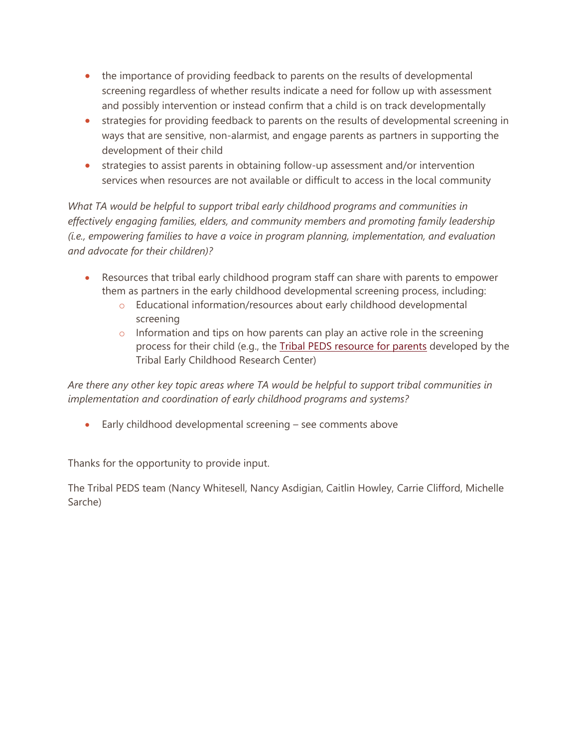- the importance of providing feedback to parents on the results of developmental screening regardless of whether results indicate a need for follow up with assessment and possibly intervention or instead confirm that a child is on track developmentally
- strategies for providing feedback to parents on the results of developmental screening in ways that are sensitive, non-alarmist, and engage parents as partners in supporting the development of their child
- strategies to assist parents in obtaining follow-up assessment and/or intervention services when resources are not available or difficult to access in the local community

*What TA would be helpful to support tribal early childhood programs and communities in effectively engaging families, elders, and community members and promoting family leadership (i.e., empowering families to have a voice in program planning, implementation, and evaluation and advocate for their children)?*

- Resources that tribal early childhood program staff can share with parents to empower them as partners in the early childhood developmental screening process, including:
  - Educational information/resources about early childhood developmental screening
  - Information and tips on how parents can play an active role in the screening process for their child (e.g., the Tribal PEDS resource for parents developed by the Tribal Early Childhood Research Center)

*Are there any other key topic areas where TA would be helpful to support tribal communities in implementation and coordination of early childhood programs and systems?*

- Early childhood developmental screening – see comments above

Thanks for the opportunity to provide input.

The Tribal PEDS team (Nancy Whitesell, Nancy Asdigian, Caitlin Howley, Carrie Clifford, Michelle Sarche)